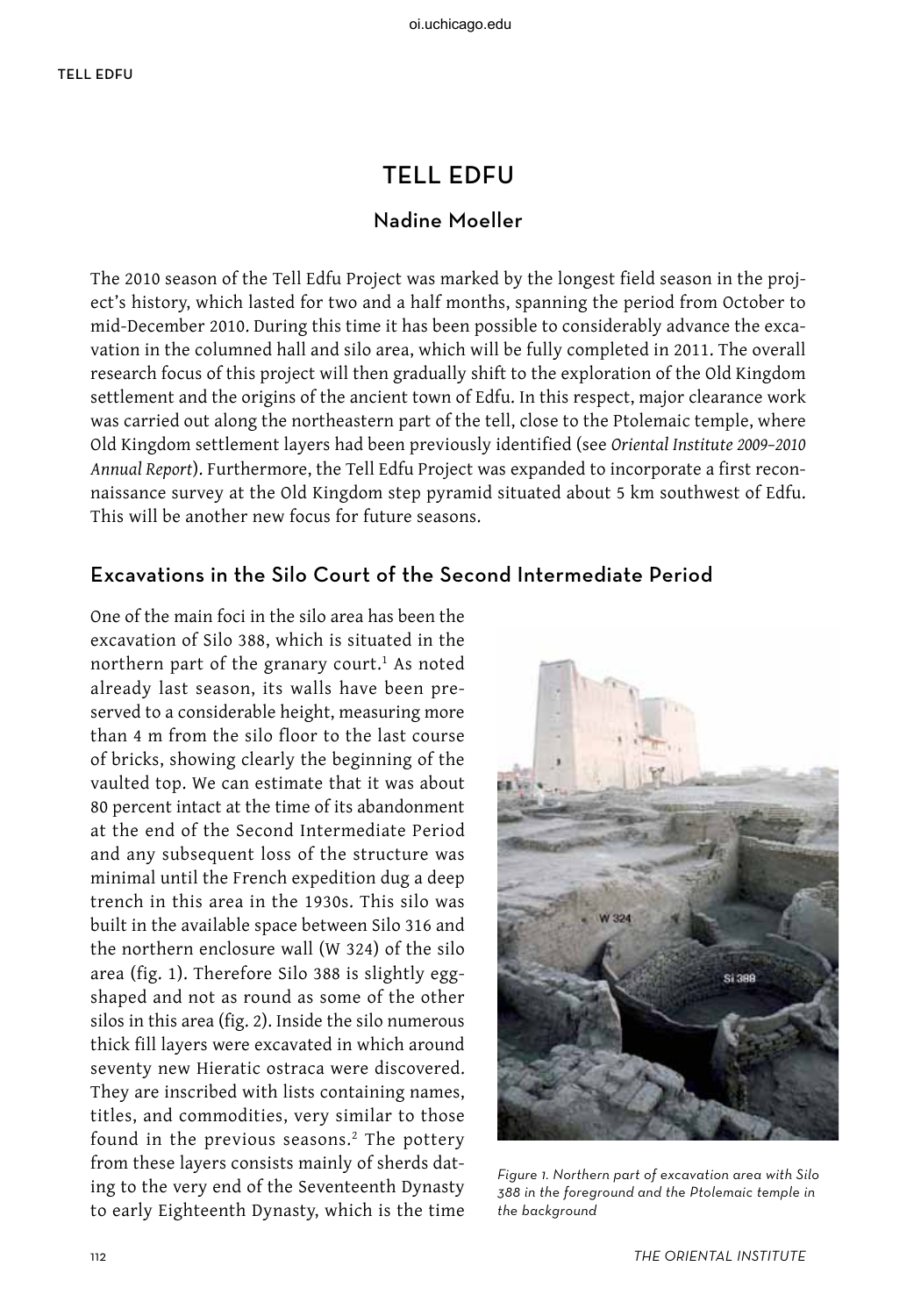# TELL EDFU

## Nadine Moeller

The 2010 season of the Tell Edfu Project was marked by the longest field season in the project's history, which lasted for two and a half months, spanning the period from October to mid-December 2010. During this time it has been possible to considerably advance the excavation in the columned hall and silo area, which will be fully completed in 2011. The overall research focus of this project will then gradually shift to the exploration of the Old Kingdom settlement and the origins of the ancient town of Edfu. In this respect, major clearance work was carried out along the northeastern part of the tell, close to the Ptolemaic temple, where Old Kingdom settlement layers had been previously identified (see *Oriental Institute 2009–2010 Annual Report*). Furthermore, the Tell Edfu Project was expanded to incorporate a first reconnaissance survey at the Old Kingdom step pyramid situated about 5 km southwest of Edfu. This will be another new focus for future seasons.

### Excavations in the Silo Court of the Second Intermediate Period

One of the main foci in the silo area has been the excavation of Silo 388, which is situated in the northern part of the granary court.[1] As noted already last season, its walls have been preserved to a considerable height, measuring more than 4 m from the silo floor to the last course of bricks, showing clearly the beginning of the vaulted top. We can estimate that it was about 80 percent intact at the time of its abandonment at the end of the Second Intermediate Period and any subsequent loss of the structure was minimal until the French expedition dug a deep trench in this area in the 1930s. This silo was built in the available space between Silo 316 and the northern enclosure wall (W 324) of the silo area (fig. 1). Therefore Silo 388 is slightly egg-shaped and not as round as some of the other silos in this area (fig. 2). Inside the silo numerous thick fill layers were excavated in which around seventy new Hieratic ostraca were discovered. They are inscribed with lists containing names, titles, and commodities, very similar to those found in the previous seasons.[2] The pottery from these layers consists mainly of sherds dating to the very end of the Seventeenth Dynasty to early Eighteenth Dynasty, which is the time

*Figure 1. Northern part of excavation area with Silo 388 in the foreground and the Ptolemaic temple in the background*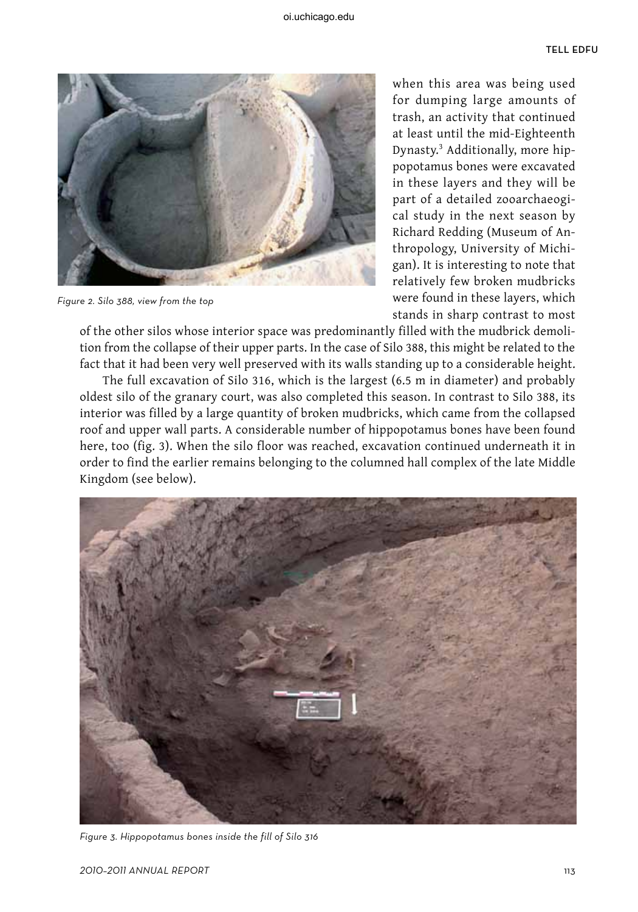Figure 2. Silo 388, view from the top

when this area was being used for dumping large amounts of trash, an activity that continued at least until the mid-Eighteenth Dynasty.[3] Additionally, more hippopotamus bones were excavated in these layers and they will be part of a detailed zooarchaeological study in the next season by Richard Redding (Museum of Anthropology, University of Michigan). It is interesting to note that relatively few broken mudbricks were found in these layers, which stands in sharp contrast to most of the other silos whose interior space was predominantly filled with the mudbrick demolition from the collapse of their upper parts. In the case of Silo 388, this might be related to the fact that it had been very well preserved with its walls standing up to a considerable height.

The full excavation of Silo 316, which is the largest (6.5 m in diameter) and probably oldest silo of the granary court, was also completed this season. In contrast to Silo 388, its interior was filled by a large quantity of broken mudbricks, which came from the collapsed roof and upper wall parts. A considerable number of hippopotamus bones have been found here, too (fig. 3). When the silo floor was reached, excavation continued underneath it in order to find the earlier remains belonging to the columned hall complex of the late Middle Kingdom (see below).

Figure 3. Hippopotamus bones inside the fill of Silo 316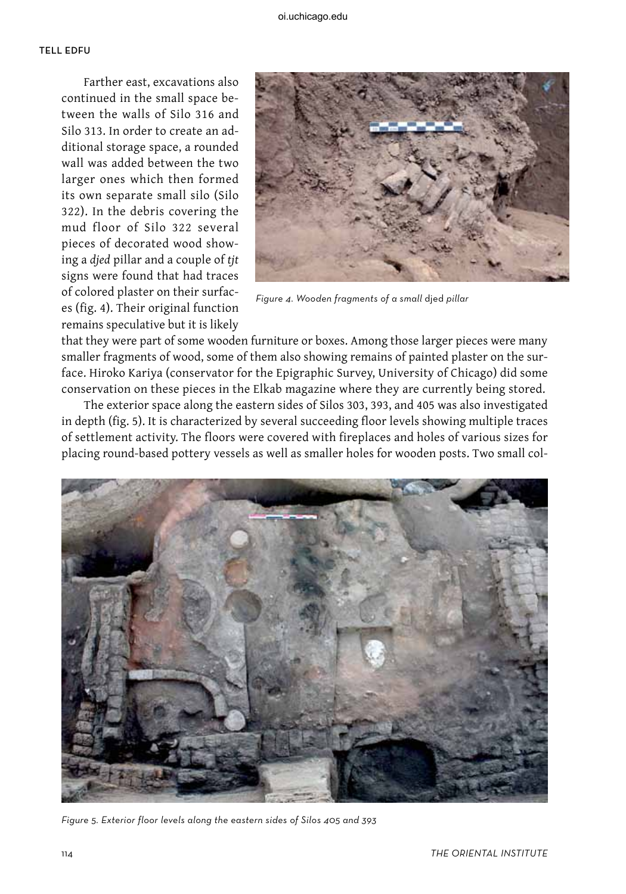Farther east, excavations also continued in the small space between the walls of Silo 316 and Silo 313. In order to create an additional storage space, a rounded wall was added between the two larger ones which then formed its own separate small silo (Silo 322). In the debris covering the mud floor of Silo 322 several pieces of decorated wood showing a *djed* pillar and a couple of *tjt* signs were found that had traces of colored plaster on their surfaces (fig. 4). Their original function remains speculative but it is likely that they were part of some wooden furniture or boxes. Among those larger pieces were many smaller fragments of wood, some of them also showing remains of painted plaster on the surface. Hiroko Kariya (conservator for the Epigraphic Survey, University of Chicago) did some conservation on these pieces in the Elkab magazine where they are currently being stored.

*Figure 4. Wooden fragments of a small* djed *pillar*

The exterior space along the eastern sides of Silos 303, 393, and 405 was also investigated in depth (fig. 5). It is characterized by several succeeding floor levels showing multiple traces of settlement activity. The floors were covered with fireplaces and holes of various sizes for placing round-based pottery vessels as well as smaller holes for wooden posts. Two small col-

*Figure 5. Exterior floor levels along the eastern sides of Silos 405 and 393*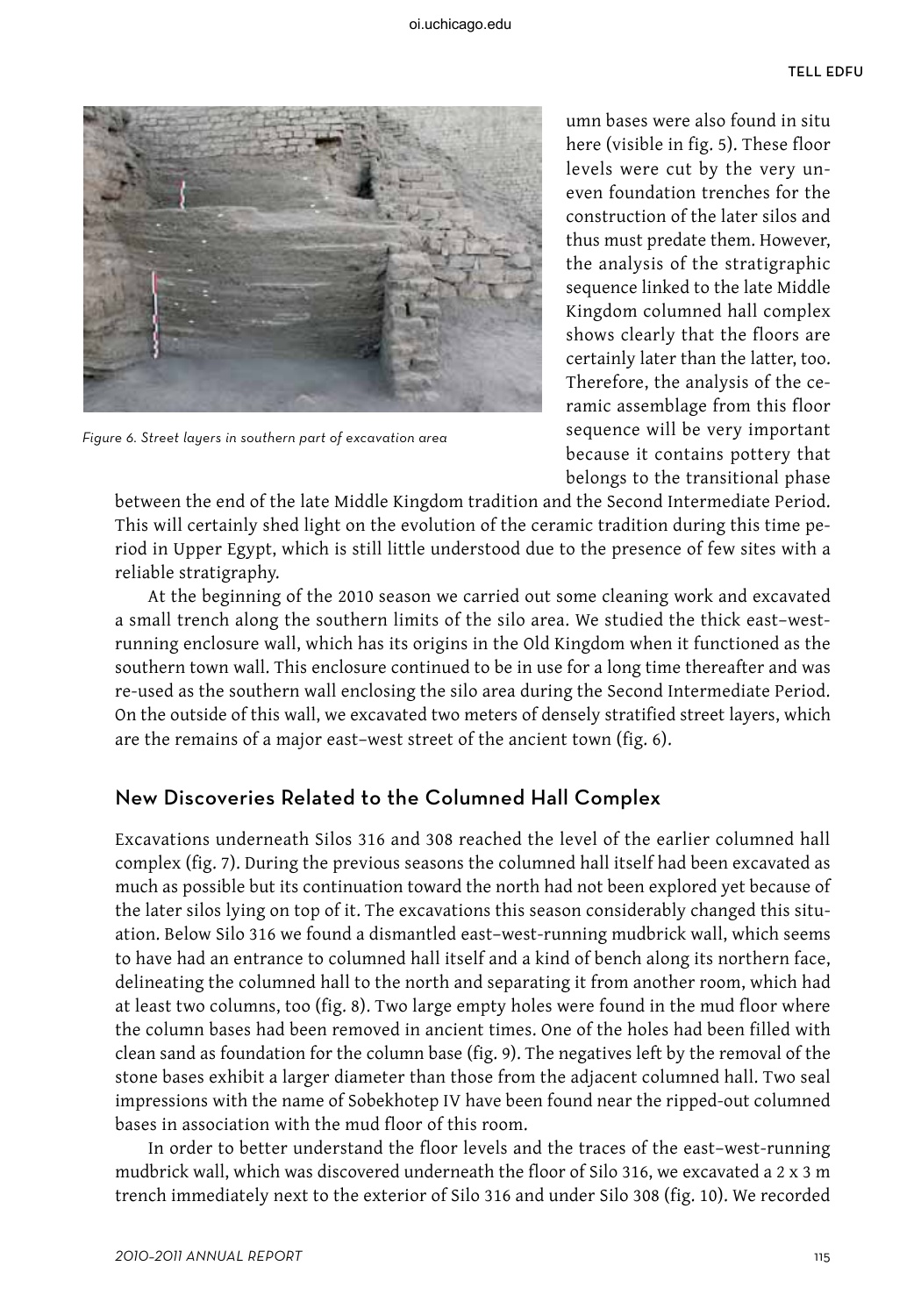umn bases were also found in situ here (visible in fig. 5). These floor levels were cut by the very uneven foundation trenches for the construction of the later silos and thus must predate them. However, the analysis of the stratigraphic sequence linked to the late Middle Kingdom columned hall complex shows clearly that the floors are certainly later than the latter, too. Therefore, the analysis of the ceramic assemblage from this floor sequence will be very important because it contains pottery that belongs to the transitional phase between the end of the late Middle Kingdom tradition and the Second Intermediate Period. This will certainly shed light on the evolution of the ceramic tradition during this time period in Upper Egypt, which is still little understood due to the presence of few sites with a reliable stratigraphy.

*Figure 6. Street layers in southern part of excavation area*

At the beginning of the 2010 season we carried out some cleaning work and excavated a small trench along the southern limits of the silo area. We studied the thick east–west-running enclosure wall, which has its origins in the Old Kingdom when it functioned as the southern town wall. This enclosure continued to be in use for a long time thereafter and was re-used as the southern wall enclosing the silo area during the Second Intermediate Period. On the outside of this wall, we excavated two meters of densely stratified street layers, which are the remains of a major east–west street of the ancient town (fig. 6).

## New Discoveries Related to the Columned Hall Complex

Excavations underneath Silos 316 and 308 reached the level of the earlier columned hall complex (fig. 7). During the previous seasons the columned hall itself had been excavated as much as possible but its continuation toward the north had not been explored yet because of the later silos lying on top of it. The excavations this season considerably changed this situation. Below Silo 316 we found a dismantled east–west-running mudbrick wall, which seems to have had an entrance to columned hall itself and a kind of bench along its northern face, delineating the columned hall to the north and separating it from another room, which had at least two columns, too (fig. 8). Two large empty holes were found in the mud floor where the column bases had been removed in ancient times. One of the holes had been filled with clean sand as foundation for the column base (fig. 9). The negatives left by the removal of the stone bases exhibit a larger diameter than those from the adjacent columned hall. Two seal impressions with the name of Sobekhotep IV have been found near the ripped-out columned bases in association with the mud floor of this room.

In order to better understand the floor levels and the traces of the east–west-running mudbrick wall, which was discovered underneath the floor of Silo 316, we excavated a 2 x 3 m trench immediately next to the exterior of Silo 316 and under Silo 308 (fig. 10). We recorded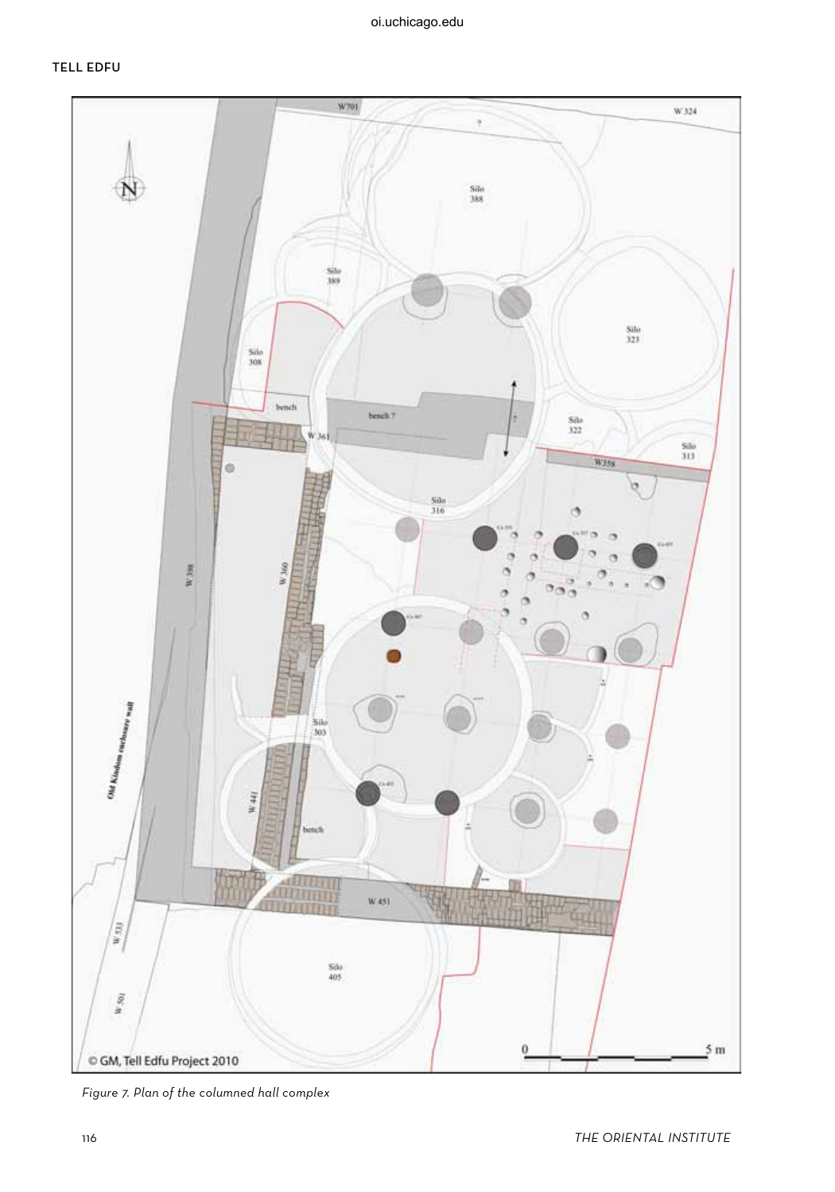*Figure 7. Plan of the columned hall complex*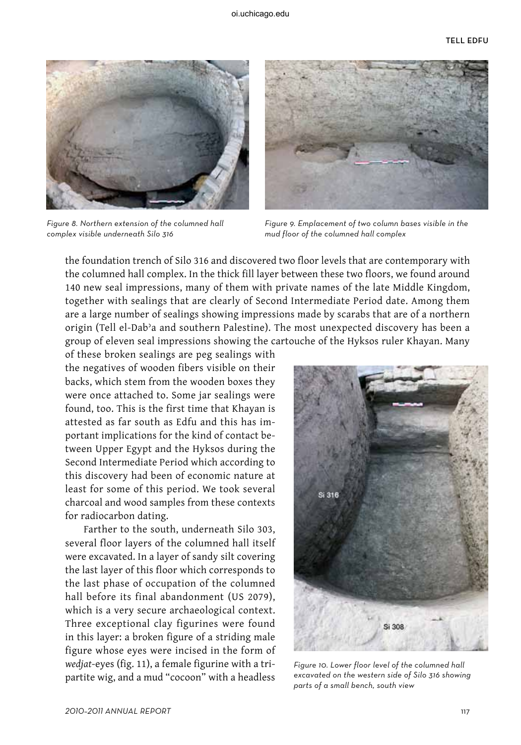Figure 8. Northern extension of the columned hall complex visible underneath Silo 316

Figure 9. Emplacement of two column bases visible in the mud floor of the columned hall complex

the foundation trench of Silo 316 and discovered two floor levels that are contemporary with the columned hall complex. In the thick fill layer between these two floors, we found around 140 new seal impressions, many of them with private names of the late Middle Kingdom, together with sealings that are clearly of Second Intermediate Period date. Among them are a large number of sealings showing impressions made by scarabs that are of a northern origin (Tell el-Dabʾa and southern Palestine). The most unexpected discovery has been a group of eleven seal impressions showing the cartouche of the Hyksos ruler Khayan. Many of these broken sealings are peg sealings with the negatives of wooden fibers visible on their backs, which stem from the wooden boxes they were once attached to. Some jar sealings were found, too. This is the first time that Khayan is attested as far south as Edfu and this has important implications for the kind of contact between Upper Egypt and the Hyksos during the Second Intermediate Period which according to this discovery had been of economic nature at least for some of this period. We took several charcoal and wood samples from these contexts for radiocarbon dating.

Farther to the south, underneath Silo 303, several floor layers of the columned hall itself were excavated. In a layer of sandy silt covering the last layer of this floor which corresponds to the last phase of occupation of the columned hall before its final abandonment (US 2079), which is a very secure archaeological context. Three exceptional clay figurines were found in this layer: a broken figure of a striding male figure whose eyes were incised in the form of *wedjat*-eyes (fig. 11), a female figurine with a tripartite wig, and a mud "cocoon" with a headless

Figure 10. Lower floor level of the columned hall excavated on the western side of Silo 316 showing parts of a small bench, south view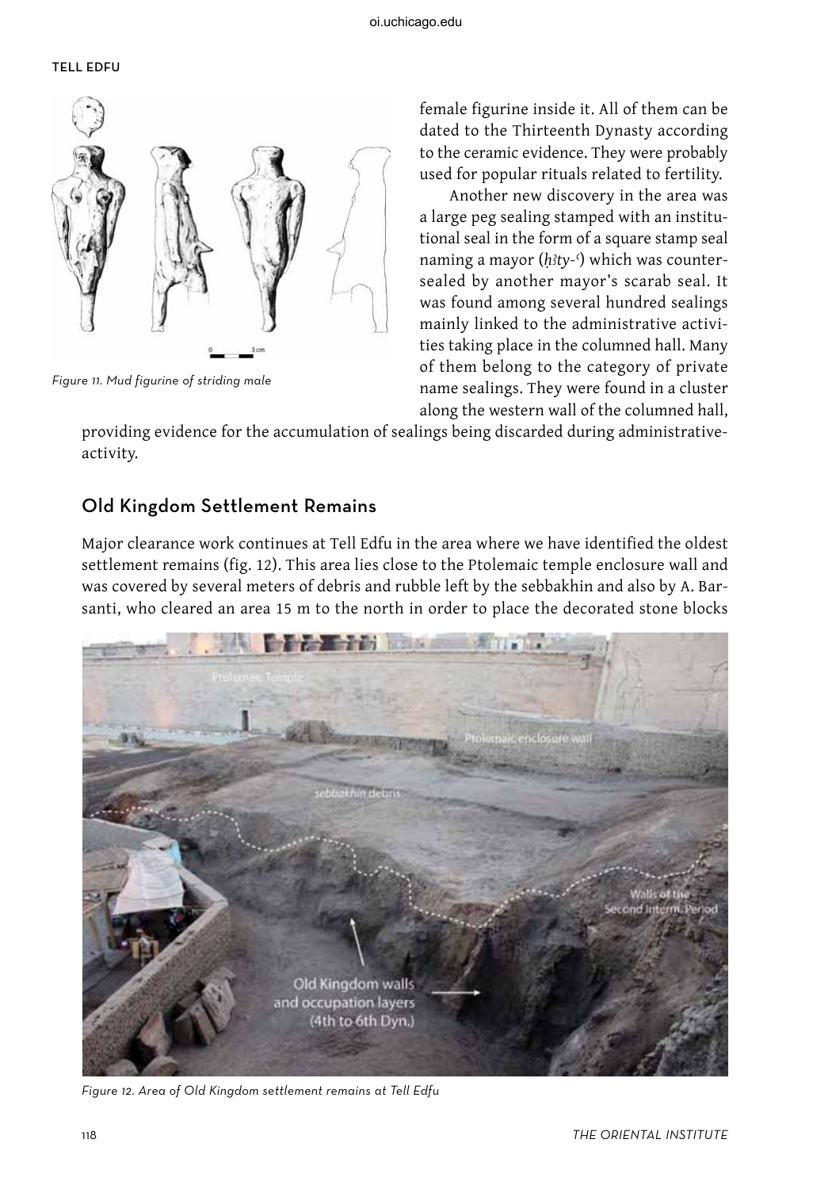Figure 11. Mud figurine of striding male

female figurine inside it. All of them can be dated to the Thirteenth Dynasty according to the ceramic evidence. They were probably used for popular rituals related to fertility.

Another new discovery in the area was a large peg sealing stamped with an institutional seal in the form of a square stamp seal naming a mayor (*ḥ3ty-ʿ*) which was countersealed by another mayor's scarab seal. It was found among several hundred sealings mainly linked to the administrative activities taking place in the columned hall. Many of them belong to the category of private name sealings. They were found in a cluster along the western wall of the columned hall, providing evidence for the accumulation of sealings being discarded during administrative-activity.

## Old Kingdom Settlement Remains

Major clearance work continues at Tell Edfu in the area where we have identified the oldest settlement remains (fig. 12). This area lies close to the Ptolemaic temple enclosure wall and was covered by several meters of debris and rubble left by the sebbakhin and also by A. Barsanti, who cleared an area 15 m to the north in order to place the decorated stone blocks

Figure 12. Area of Old Kingdom settlement remains at Tell Edfu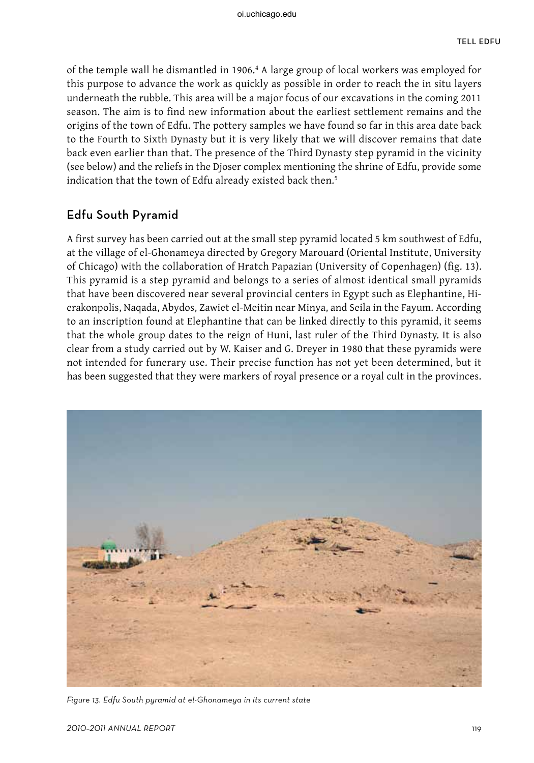of the temple wall he dismantled in 1906.[4] A large group of local workers was employed for this purpose to advance the work as quickly as possible in order to reach the in situ layers underneath the rubble. This area will be a major focus of our excavations in the coming 2011 season. The aim is to find new information about the earliest settlement remains and the origins of the town of Edfu. The pottery samples we have found so far in this area date back to the Fourth to Sixth Dynasty but it is very likely that we will discover remains that date back even earlier than that. The presence of the Third Dynasty step pyramid in the vicinity (see below) and the reliefs in the Djoser complex mentioning the shrine of Edfu, provide some indication that the town of Edfu already existed back then.[5]

## Edfu South Pyramid

A first survey has been carried out at the small step pyramid located 5 km southwest of Edfu, at the village of el-Ghonameya directed by Gregory Marouard (Oriental Institute, University of Chicago) with the collaboration of Hratch Papazian (University of Copenhagen) (fig. 13). This pyramid is a step pyramid and belongs to a series of almost identical small pyramids that have been discovered near several provincial centers in Egypt such as Elephantine, Hierakonpolis, Naqada, Abydos, Zawiet el-Meitin near Minya, and Seila in the Fayum. According to an inscription found at Elephantine that can be linked directly to this pyramid, it seems that the whole group dates to the reign of Huni, last ruler of the Third Dynasty. It is also clear from a study carried out by W. Kaiser and G. Dreyer in 1980 that these pyramids were not intended for funerary use. Their precise function has not yet been determined, but it has been suggested that they were markers of royal presence or a royal cult in the provinces.

*Figure 13. Edfu South pyramid at el-Ghonameya in its current state*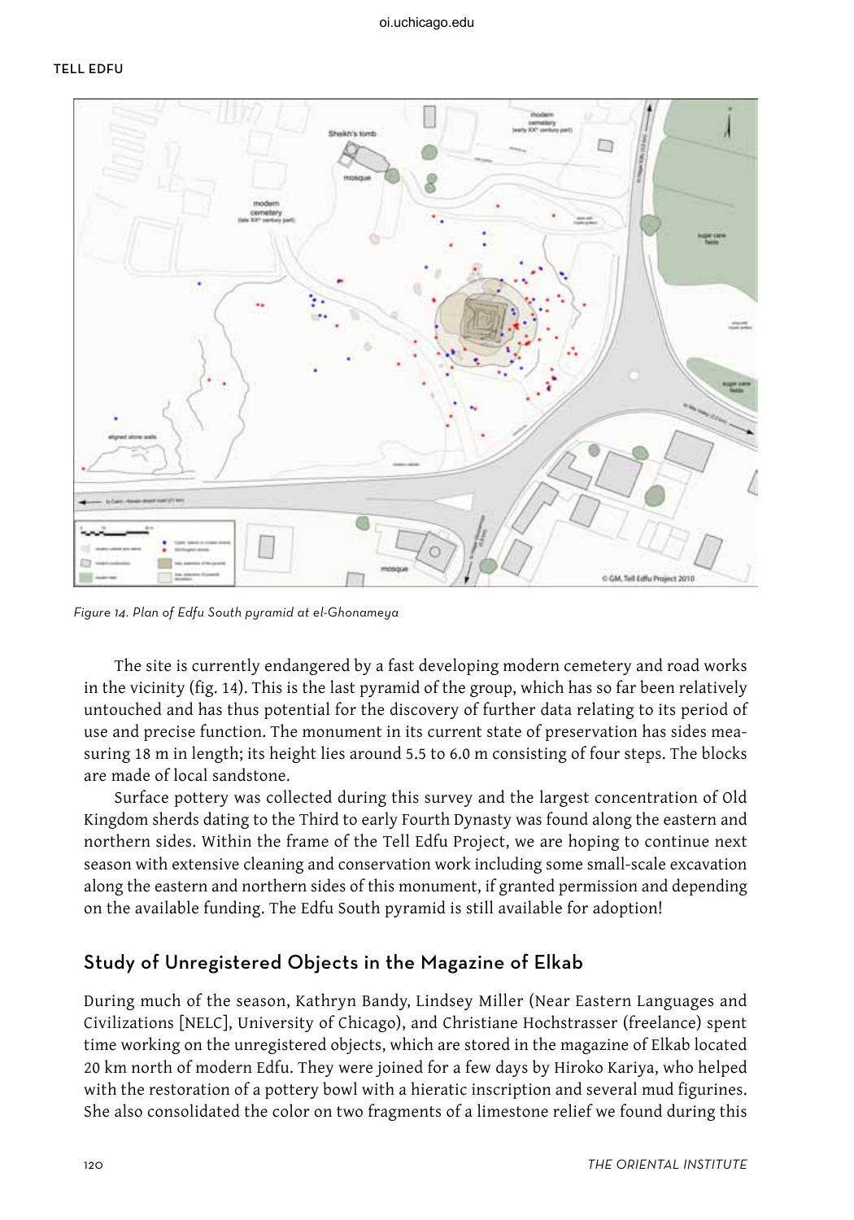*Figure 14. Plan of Edfu South pyramid at el-Ghonameya*

The site is currently endangered by a fast developing modern cemetery and road works in the vicinity (fig. 14). This is the last pyramid of the group, which has so far been relatively untouched and has thus potential for the discovery of further data relating to its period of use and precise function. The monument in its current state of preservation has sides measuring 18 m in length; its height lies around 5.5 to 6.0 m consisting of four steps. The blocks are made of local sandstone.

Surface pottery was collected during this survey and the largest concentration of Old Kingdom sherds dating to the Third to early Fourth Dynasty was found along the eastern and northern sides. Within the frame of the Tell Edfu Project, we are hoping to continue next season with extensive cleaning and conservation work including some small-scale excavation along the eastern and northern sides of this monument, if granted permission and depending on the available funding. The Edfu South pyramid is still available for adoption!

## Study of Unregistered Objects in the Magazine of Elkab

During much of the season, Kathryn Bandy, Lindsey Miller (Near Eastern Languages and Civilizations [NELC], University of Chicago), and Christiane Hochstrasser (freelance) spent time working on the unregistered objects, which are stored in the magazine of Elkab located 20 km north of modern Edfu. They were joined for a few days by Hiroko Kariya, who helped with the restoration of a pottery bowl with a hieratic inscription and several mud figurines. She also consolidated the color on two fragments of a limestone relief we found during this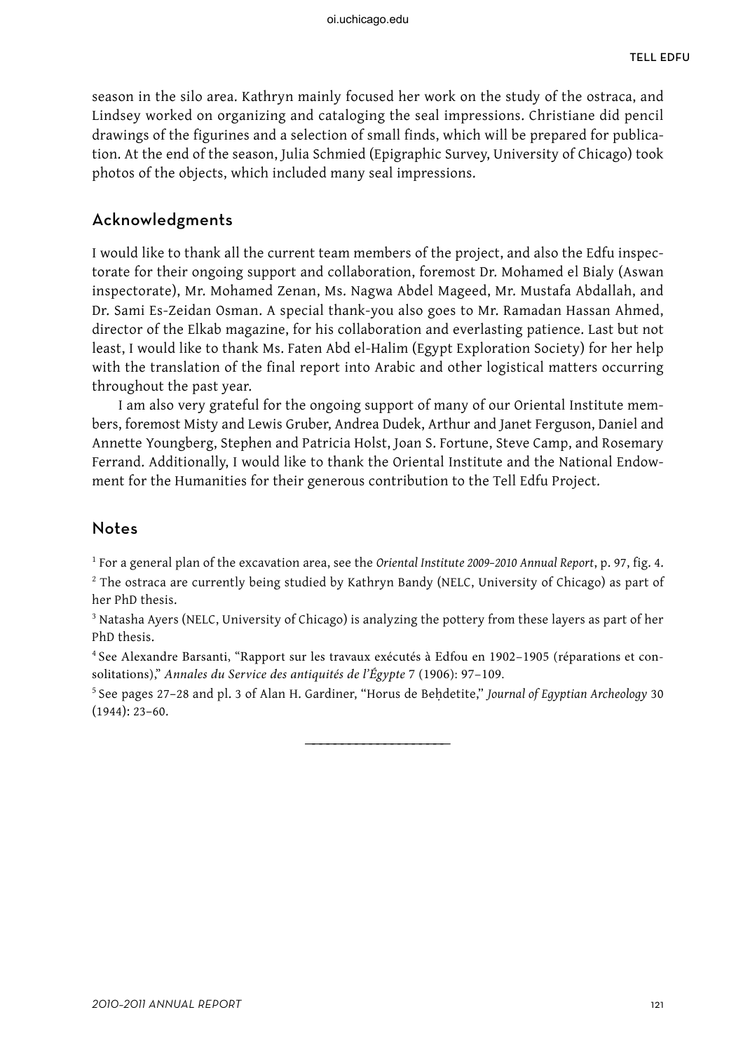season in the silo area. Kathryn mainly focused her work on the study of the ostraca, and Lindsey worked on organizing and cataloging the seal impressions. Christiane did pencil drawings of the figurines and a selection of small finds, which will be prepared for publication. At the end of the season, Julia Schmied (Epigraphic Survey, University of Chicago) took photos of the objects, which included many seal impressions.

## Acknowledgments

I would like to thank all the current team members of the project, and also the Edfu inspectorate for their ongoing support and collaboration, foremost Dr. Mohamed el Bialy (Aswan inspectorate), Mr. Mohamed Zenan, Ms. Nagwa Abdel Mageed, Mr. Mustafa Abdallah, and Dr. Sami Es-Zeidan Osman. A special thank-you also goes to Mr. Ramadan Hassan Ahmed, director of the Elkab magazine, for his collaboration and everlasting patience. Last but not least, I would like to thank Ms. Faten Abd el-Halim (Egypt Exploration Society) for her help with the translation of the final report into Arabic and other logistical matters occurring throughout the past year.

I am also very grateful for the ongoing support of many of our Oriental Institute members, foremost Misty and Lewis Gruber, Andrea Dudek, Arthur and Janet Ferguson, Daniel and Annette Youngberg, Stephen and Patricia Holst, Joan S. Fortune, Steve Camp, and Rosemary Ferrand. Additionally, I would like to thank the Oriental Institute and the National Endowment for the Humanities for their generous contribution to the Tell Edfu Project.

## Notes

[1] For a general plan of the excavation area, see the *Oriental Institute 2009–2010 Annual Report*, p. 97, fig. 4.

[2] The ostraca are currently being studied by Kathryn Bandy (NELC, University of Chicago) as part of her PhD thesis.

[3] Natasha Ayers (NELC, University of Chicago) is analyzing the pottery from these layers as part of her PhD thesis.

[4] See Alexandre Barsanti, "Rapport sur les travaux exécutés à Edfou en 1902–1905 (réparations et consolitations)," *Annales du Service des antiquités de l'Égypte* 7 (1906): 97–109.

[5] See pages 27–28 and pl. 3 of Alan H. Gardiner, "Horus de Beḥdetite," *Journal of Egyptian Archeology* 30 (1944): 23–60.

————————————